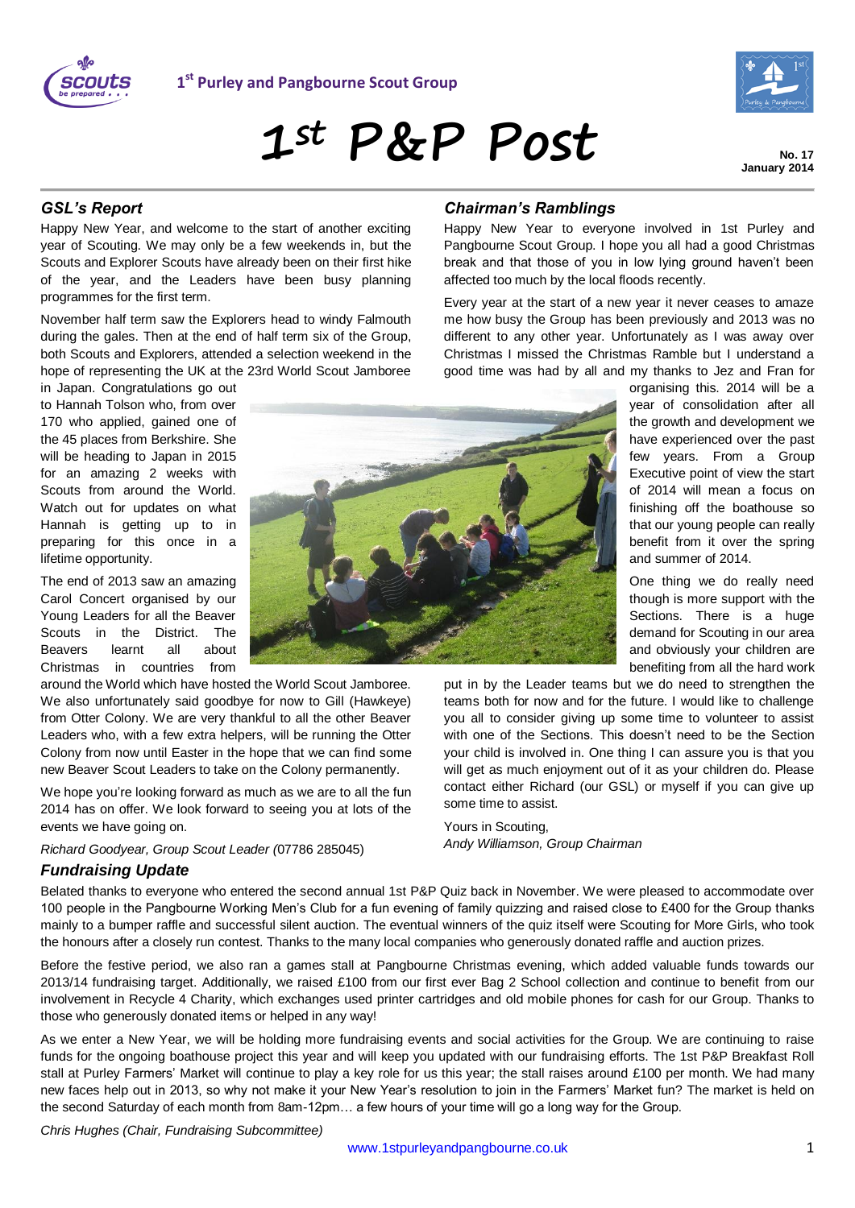1st Purley and Pangbourne Scout Group

# 1st P&P Post

**No. 17**
**January 2014**

## GSL's Report

Happy New Year, and welcome to the start of another exciting year of Scouting. We may only be a few weekends in, but the Scouts and Explorer Scouts have already been on their first hike of the year, and the Leaders have been busy planning programmes for the first term.

November half term saw the Explorers head to windy Falmouth during the gales. Then at the end of half term six of the Group, both Scouts and Explorers, attended a selection weekend in the hope of representing the UK at the 23rd World Scout Jamboree in Japan. Congratulations go out to Hannah Tolson who, from over 170 who applied, gained one of the 45 places from Berkshire. She will be heading to Japan in 2015 for an amazing 2 weeks with Scouts from around the World. Watch out for updates on what Hannah is getting up to in preparing for this once in a lifetime opportunity.

The end of 2013 saw an amazing Carol Concert organised by our Young Leaders for all the Beaver Scouts in the District. The Beavers learnt all about Christmas in countries from around the World which have hosted the World Scout Jamboree. We also unfortunately said goodbye for now to Gill (Hawkeye) from Otter Colony. We are very thankful to all the other Beaver Leaders who, with a few extra helpers, will be running the Otter Colony from now until Easter in the hope that we can find some new Beaver Scout Leaders to take on the Colony permanently.

We hope you're looking forward as much as we are to all the fun 2014 has on offer. We look forward to seeing you at lots of the events we have going on.

*Richard Goodyear, Group Scout Leader (*07786 285045)

## Chairman's Ramblings

Happy New Year to everyone involved in 1st Purley and Pangbourne Scout Group. I hope you all had a good Christmas break and that those of you in low lying ground haven't been affected too much by the local floods recently.

Every year at the start of a new year it never ceases to amaze me how busy the Group has been previously and 2013 was no different to any other year. Unfortunately as I was away over Christmas I missed the Christmas Ramble but I understand a good time was had by all and my thanks to Jez and Fran for organising this. 2014 will be a year of consolidation after all the growth and development we have experienced over the past few years. From a Group Executive point of view the start of 2014 will mean a focus on finishing off the boathouse so that our young people can really benefit from it over the spring and summer of 2014.

One thing we do really need though is more support with the Sections. There is a huge demand for Scouting in our area and obviously your children are benefiting from all the hard work put in by the Leader teams but we do need to strengthen the teams both for now and for the future. I would like to challenge you all to consider giving up some time to volunteer to assist with one of the Sections. This doesn't need to be the Section your child is involved in. One thing I can assure you is that you will get as much enjoyment out of it as your children do. Please contact either Richard (our GSL) or myself if you can give up some time to assist.

Yours in Scouting,
*Andy Williamson, Group Chairman*

## Fundraising Update

Belated thanks to everyone who entered the second annual 1st P&P Quiz back in November. We were pleased to accommodate over 100 people in the Pangbourne Working Men's Club for a fun evening of family quizzing and raised close to £400 for the Group thanks mainly to a bumper raffle and successful silent auction. The eventual winners of the quiz itself were Scouting for More Girls, who took the honours after a closely run contest. Thanks to the many local companies who generously donated raffle and auction prizes.

Before the festive period, we also ran a games stall at Pangbourne Christmas evening, which added valuable funds towards our 2013/14 fundraising target. Additionally, we raised £100 from our first ever Bag 2 School collection and continue to benefit from our involvement in Recycle 4 Charity, which exchanges used printer cartridges and old mobile phones for cash for our Group. Thanks to those who generously donated items or helped in any way!

As we enter a New Year, we will be holding more fundraising events and social activities for the Group. We are continuing to raise funds for the ongoing boathouse project this year and will keep you updated with our fundraising efforts. The 1st P&P Breakfast Roll stall at Purley Farmers' Market will continue to play a key role for us this year; the stall raises around £100 per month. We had many new faces help out in 2013, so why not make it your New Year's resolution to join in the Farmers' Market fun? The market is held on the second Saturday of each month from 8am-12pm… a few hours of your time will go a long way for the Group.

*Chris Hughes (Chair, Fundraising Subcommittee)*

www.1stpurleyandpangbourne.co.uk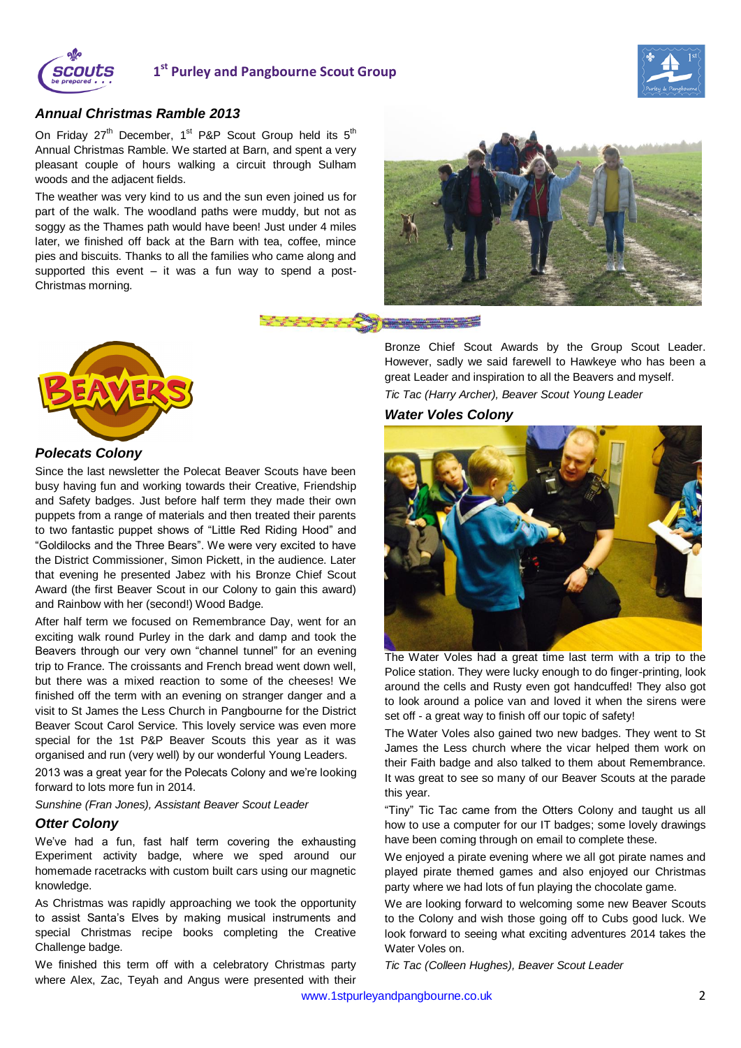## Annual Christmas Ramble 2013

On Friday 27th December, 1st P&P Scout Group held its 5th Annual Christmas Ramble. We started at Barn, and spent a very pleasant couple of hours walking a circuit through Sulham woods and the adjacent fields.

The weather was very kind to us and the sun even joined us for part of the walk. The woodland paths were muddy, but not as soggy as the Thames path would have been! Just under 4 miles later, we finished off back at the Barn with tea, coffee, mince pies and biscuits. Thanks to all the families who came along and supported this event – it was a fun way to spend a post-Christmas morning.

# BEAVERS

### Polecats Colony

Since the last newsletter the Polecat Beaver Scouts have been busy having fun and working towards their Creative, Friendship and Safety badges. Just before half term they made their own puppets from a range of materials and then treated their parents to two fantastic puppet shows of "Little Red Riding Hood" and "Goldilocks and the Three Bears". We were very excited to have the District Commissioner, Simon Pickett, in the audience. Later that evening he presented Jabez with his Bronze Chief Scout Award (the first Beaver Scout in our Colony to gain this award) and Rainbow with her (second!) Wood Badge.

After half term we focused on Remembrance Day, went for an exciting walk round Purley in the dark and damp and took the Beavers through our very own "channel tunnel" for an evening trip to France. The croissants and French bread went down well, but there was a mixed reaction to some of the cheeses! We finished off the term with an evening on stranger danger and a visit to St James the Less Church in Pangbourne for the District Beaver Scout Carol Service. This lovely service was even more special for the 1st P&P Beaver Scouts this year as it was organised and run (very well) by our wonderful Young Leaders.

2013 was a great year for the Polecats Colony and we're looking forward to lots more fun in 2014.

*Sunshine (Fran Jones), Assistant Beaver Scout Leader*

### Otter Colony

We've had a fun, fast half term covering the exhausting Experiment activity badge, where we sped around our homemade racetracks with custom built cars using our magnetic knowledge.

As Christmas was rapidly approaching we took the opportunity to assist Santa's Elves by making musical instruments and special Christmas recipe books completing the Creative Challenge badge.

We finished this term off with a celebratory Christmas party where Alex, Zac, Teyah and Angus were presented with their Bronze Chief Scout Awards by the Group Scout Leader. However, sadly we said farewell to Hawkeye who has been a great Leader and inspiration to all the Beavers and myself.

*Tic Tac (Harry Archer), Beaver Scout Young Leader*

### Water Voles Colony

The Water Voles had a great time last term with a trip to the Police station. They were lucky enough to do finger-printing, look around the cells and Rusty even got handcuffed! They also got to look around a police van and loved it when the sirens were set off - a great way to finish off our topic of safety!

The Water Voles also gained two new badges. They went to St James the Less church where the vicar helped them work on their Faith badge and also talked to them about Remembrance. It was great to see so many of our Beaver Scouts at the parade this year.

"Tiny" Tic Tac came from the Otters Colony and taught us all how to use a computer for our IT badges; some lovely drawings have been coming through on email to complete these.

We enjoyed a pirate evening where we all got pirate names and played pirate themed games and also enjoyed our Christmas party where we had lots of fun playing the chocolate game.

We are looking forward to welcoming some new Beaver Scouts to the Colony and wish those going off to Cubs good luck. We look forward to seeing what exciting adventures 2014 takes the Water Voles on.

*Tic Tac (Colleen Hughes), Beaver Scout Leader*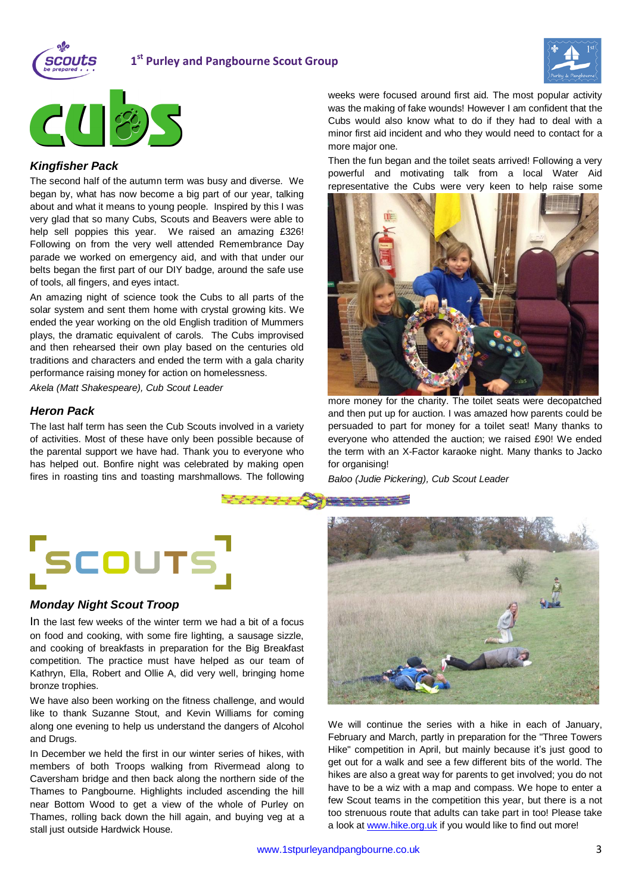# Cubs

### Kingfisher Pack

The second half of the autumn term was busy and diverse. We began by, what has now become a big part of our year, talking about and what it means to young people. Inspired by this I was very glad that so many Cubs, Scouts and Beavers were able to help sell poppies this year. We raised an amazing £326! Following on from the very well attended Remembrance Day parade we worked on emergency aid, and with that under our belts began the first part of our DIY badge, around the safe use of tools, all fingers, and eyes intact.

An amazing night of science took the Cubs to all parts of the solar system and sent them home with crystal growing kits. We ended the year working on the old English tradition of Mummers plays, the dramatic equivalent of carols. The Cubs improvised and then rehearsed their own play based on the centuries old traditions and characters and ended the term with a gala charity performance raising money for action on homelessness.

*Akela (Matt Shakespeare), Cub Scout Leader*

### Heron Pack

The last half term has seen the Cub Scouts involved in a variety of activities. Most of these have only been possible because of the parental support we have had. Thank you to everyone who has helped out. Bonfire night was celebrated by making open fires in roasting tins and toasting marshmallows. The following weeks were focused around first aid. The most popular activity was the making of fake wounds! However I am confident that the Cubs would also know what to do if they had to deal with a minor first aid incident and who they would need to contact for a more major one.

Then the fun began and the toilet seats arrived! Following a very powerful and motivating talk from a local Water Aid representative the Cubs were very keen to help raise some more money for the charity. The toilet seats were decopatched and then put up for auction. I was amazed how parents could be persuaded to part for money for a toilet seat! Many thanks to everyone who attended the auction; we raised £90! We ended the term with an X-Factor karaoke night. Many thanks to Jacko for organising!

*Baloo (Judie Pickering), Cub Scout Leader*

# Scouts

### Monday Night Scout Troop

In the last few weeks of the winter term we had a bit of a focus on food and cooking, with some fire lighting, a sausage sizzle, and cooking of breakfasts in preparation for the Big Breakfast competition. The practice must have helped as our team of Kathryn, Ella, Robert and Ollie A, did very well, bringing home bronze trophies.

We have also been working on the fitness challenge, and would like to thank Suzanne Stout, and Kevin Williams for coming along one evening to help us understand the dangers of Alcohol and Drugs.

In December we held the first in our winter series of hikes, with members of both Troops walking from Rivermead along to Caversham bridge and then back along the northern side of the Thames to Pangbourne. Highlights included ascending the hill near Bottom Wood to get a view of the whole of Purley on Thames, rolling back down the hill again, and buying veg at a stall just outside Hardwick House.

We will continue the series with a hike in each of January, February and March, partly in preparation for the "Three Towers Hike" competition in April, but mainly because it's just good to get out for a walk and see a few different bits of the world. The hikes are also a great way for parents to get involved; you do not have to be a wiz with a map and compass. We hope to enter a few Scout teams in the competition this year, but there is a not too strenuous route that adults can take part in too! Please take a look at www.hike.org.uk if you would like to find out more!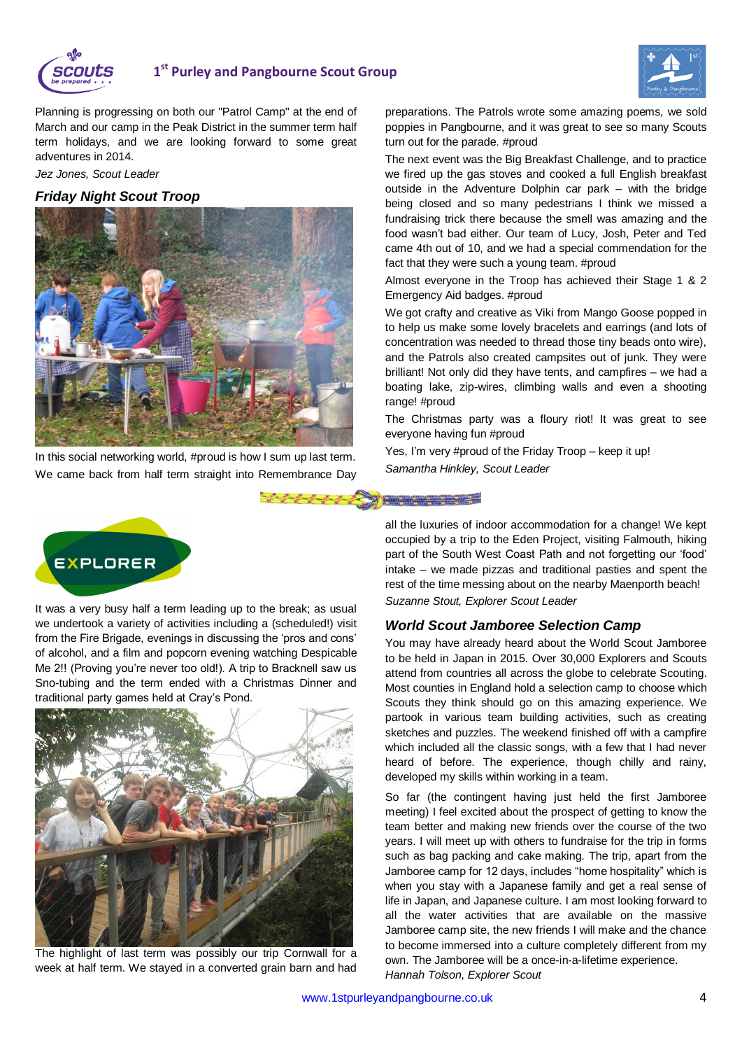Planning is progressing on both our "Patrol Camp" at the end of March and our camp in the Peak District in the summer term half term holidays, and we are looking forward to some great adventures in 2014.

*Jez Jones, Scout Leader*

## Friday Night Scout Troop

In this social networking world, #proud is how I sum up last term. We came back from half term straight into Remembrance Day preparations. The Patrols wrote some amazing poems, we sold poppies in Pangbourne, and it was great to see so many Scouts turn out for the parade. #proud

The next event was the Big Breakfast Challenge, and to practice we fired up the gas stoves and cooked a full English breakfast outside in the Adventure Dolphin car park – with the bridge being closed and so many pedestrians I think we missed a fundraising trick there because the smell was amazing and the food wasn't bad either. Our team of Lucy, Josh, Peter and Ted came 4th out of 10, and we had a special commendation for the fact that they were such a young team. #proud

Almost everyone in the Troop has achieved their Stage 1 & 2 Emergency Aid badges. #proud

We got crafty and creative as Viki from Mango Goose popped in to help us make some lovely bracelets and earrings (and lots of concentration was needed to thread those tiny beads onto wire), and the Patrols also created campsites out of junk. They were brilliant! Not only did they have tents, and campfires – we had a boating lake, zip-wires, climbing walls and even a shooting range! #proud

The Christmas party was a floury riot! It was great to see everyone having fun #proud

Yes, I'm very #proud of the Friday Troop – keep it up!

*Samantha Hinkley, Scout Leader*

## EXPLORER

It was a very busy half a term leading up to the break; as usual we undertook a variety of activities including a (scheduled!) visit from the Fire Brigade, evenings in discussing the 'pros and cons' of alcohol, and a film and popcorn evening watching Despicable Me 2!! (Proving you're never too old!). A trip to Bracknell saw us Sno-tubing and the term ended with a Christmas Dinner and traditional party games held at Cray's Pond.

The highlight of last term was possibly our trip Cornwall for a week at half term. We stayed in a converted grain barn and had all the luxuries of indoor accommodation for a change! We kept occupied by a trip to the Eden Project, visiting Falmouth, hiking part of the South West Coast Path and not forgetting our 'food' intake – we made pizzas and traditional pasties and spent the rest of the time messing about on the nearby Maenporth beach!

*Suzanne Stout, Explorer Scout Leader*

## World Scout Jamboree Selection Camp

You may have already heard about the World Scout Jamboree to be held in Japan in 2015. Over 30,000 Explorers and Scouts attend from countries all across the globe to celebrate Scouting. Most counties in England hold a selection camp to choose which Scouts they think should go on this amazing experience. We partook in various team building activities, such as creating sketches and puzzles. The weekend finished off with a campfire which included all the classic songs, with a few that I had never heard of before. The experience, though chilly and rainy, developed my skills within working in a team.

So far (the contingent having just held the first Jamboree meeting) I feel excited about the prospect of getting to know the team better and making new friends over the course of the two years. I will meet up with others to fundraise for the trip in forms such as bag packing and cake making. The trip, apart from the Jamboree camp for 12 days, includes "home hospitality" which is when you stay with a Japanese family and get a real sense of life in Japan, and Japanese culture. I am most looking forward to all the water activities that are available on the massive Jamboree camp site, the new friends I will make and the chance to become immersed into a culture completely different from my own. The Jamboree will be a once-in-a-lifetime experience.

*Hannah Tolson, Explorer Scout*